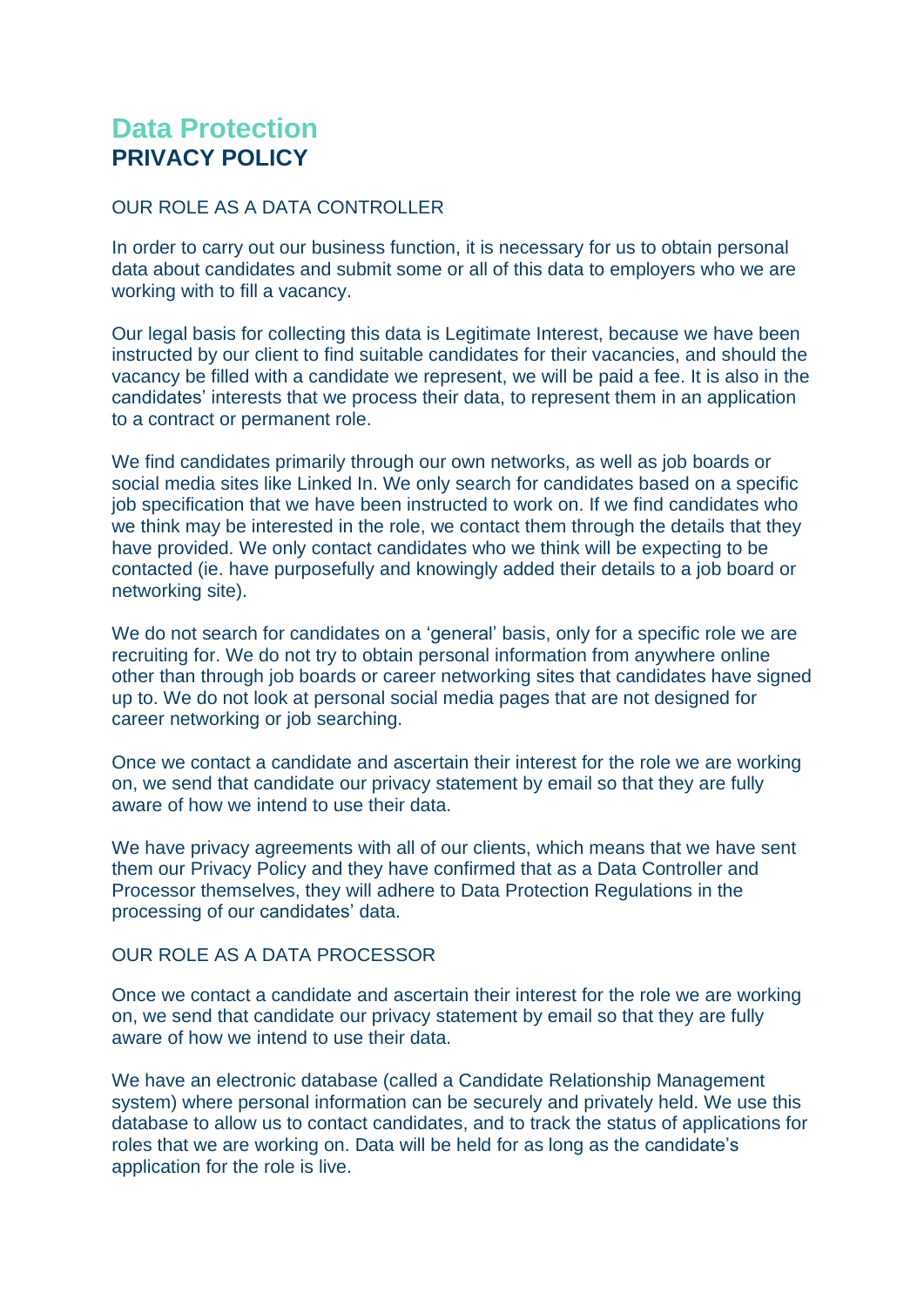# Data Protection
## PRIVACY POLICY

### OUR ROLE AS A DATA CONTROLLER

In order to carry out our business function, it is necessary for us to obtain personal data about candidates and submit some or all of this data to employers who we are working with to fill a vacancy.

Our legal basis for collecting this data is Legitimate Interest, because we have been instructed by our client to find suitable candidates for their vacancies, and should the vacancy be filled with a candidate we represent, we will be paid a fee. It is also in the candidates' interests that we process their data, to represent them in an application to a contract or permanent role.

We find candidates primarily through our own networks, as well as job boards or social media sites like Linked In. We only search for candidates based on a specific job specification that we have been instructed to work on. If we find candidates who we think may be interested in the role, we contact them through the details that they have provided. We only contact candidates who we think will be expecting to be contacted (ie. have purposefully and knowingly added their details to a job board or networking site).

We do not search for candidates on a 'general' basis, only for a specific role we are recruiting for. We do not try to obtain personal information from anywhere online other than through job boards or career networking sites that candidates have signed up to. We do not look at personal social media pages that are not designed for career networking or job searching.

Once we contact a candidate and ascertain their interest for the role we are working on, we send that candidate our privacy statement by email so that they are fully aware of how we intend to use their data.

We have privacy agreements with all of our clients, which means that we have sent them our Privacy Policy and they have confirmed that as a Data Controller and Processor themselves, they will adhere to Data Protection Regulations in the processing of our candidates' data.

### OUR ROLE AS A DATA PROCESSOR

Once we contact a candidate and ascertain their interest for the role we are working on, we send that candidate our privacy statement by email so that they are fully aware of how we intend to use their data.

We have an electronic database (called a Candidate Relationship Management system) where personal information can be securely and privately held. We use this database to allow us to contact candidates, and to track the status of applications for roles that we are working on. Data will be held for as long as the candidate's application for the role is live.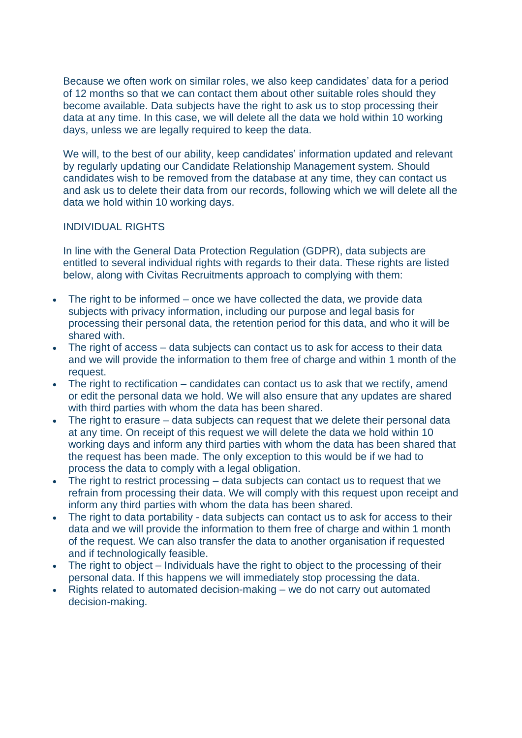Because we often work on similar roles, we also keep candidates' data for a period of 12 months so that we can contact them about other suitable roles should they become available. Data subjects have the right to ask us to stop processing their data at any time. In this case, we will delete all the data we hold within 10 working days, unless we are legally required to keep the data.

We will, to the best of our ability, keep candidates' information updated and relevant by regularly updating our Candidate Relationship Management system. Should candidates wish to be removed from the database at any time, they can contact us and ask us to delete their data from our records, following which we will delete all the data we hold within 10 working days.

## INDIVIDUAL RIGHTS

In line with the General Data Protection Regulation (GDPR), data subjects are entitled to several individual rights with regards to their data. These rights are listed below, along with Civitas Recruitments approach to complying with them:

- The right to be informed – once we have collected the data, we provide data subjects with privacy information, including our purpose and legal basis for processing their personal data, the retention period for this data, and who it will be shared with.
- The right of access – data subjects can contact us to ask for access to their data and we will provide the information to them free of charge and within 1 month of the request.
- The right to rectification – candidates can contact us to ask that we rectify, amend or edit the personal data we hold. We will also ensure that any updates are shared with third parties with whom the data has been shared.
- The right to erasure – data subjects can request that we delete their personal data at any time. On receipt of this request we will delete the data we hold within 10 working days and inform any third parties with whom the data has been shared that the request has been made. The only exception to this would be if we had to process the data to comply with a legal obligation.
- The right to restrict processing – data subjects can contact us to request that we refrain from processing their data. We will comply with this request upon receipt and inform any third parties with whom the data has been shared.
- The right to data portability - data subjects can contact us to ask for access to their data and we will provide the information to them free of charge and within 1 month of the request. We can also transfer the data to another organisation if requested and if technologically feasible.
- The right to object – Individuals have the right to object to the processing of their personal data. If this happens we will immediately stop processing the data.
- Rights related to automated decision-making – we do not carry out automated decision-making.